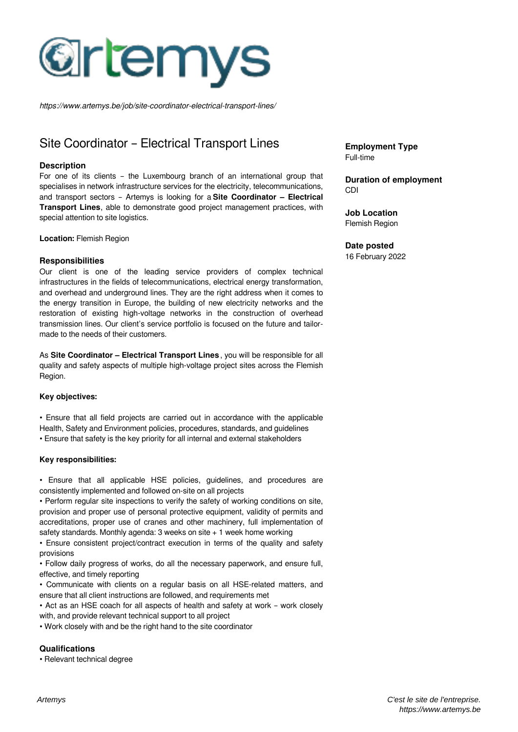*https://www.artemys.be/job/site-coordinator-electrical-transport-lines/*

# Site Coordinator – Electrical Transport Lines

**Employment Type**
Full-time

**Duration of employment**
CDI

**Job Location**
Flemish Region

**Date posted**
16 February 2022

## Description

For one of its clients – the Luxembourg branch of an international group that specialises in network infrastructure services for the electricity, telecommunications, and transport sectors – Artemys is looking for a **Site Coordinator – Electrical Transport Lines**, able to demonstrate good project management practices, with special attention to site logistics.

**Location:** Flemish Region

## Responsibilities

Our client is one of the leading service providers of complex technical infrastructures in the fields of telecommunications, electrical energy transformation, and overhead and underground lines. They are the right address when it comes to the energy transition in Europe, the building of new electricity networks and the restoration of existing high-voltage networks in the construction of overhead transmission lines. Our client's service portfolio is focused on the future and tailor-made to the needs of their customers.

As **Site Coordinator – Electrical Transport Lines**, you will be responsible for all quality and safety aspects of multiple high-voltage project sites across the Flemish Region.

**Key objectives:**

- Ensure that all field projects are carried out in accordance with the applicable Health, Safety and Environment policies, procedures, standards, and guidelines
- Ensure that safety is the key priority for all internal and external stakeholders

**Key responsibilities:**

- Ensure that all applicable HSE policies, guidelines, and procedures are consistently implemented and followed on-site on all projects
- Perform regular site inspections to verify the safety of working conditions on site, provision and proper use of personal protective equipment, validity of permits and accreditations, proper use of cranes and other machinery, full implementation of safety standards. Monthly agenda: 3 weeks on site + 1 week home working
- Ensure consistent project/contract execution in terms of the quality and safety provisions
- Follow daily progress of works, do all the necessary paperwork, and ensure full, effective, and timely reporting
- Communicate with clients on a regular basis on all HSE-related matters, and ensure that all client instructions are followed, and requirements met
- Act as an HSE coach for all aspects of health and safety at work – work closely with, and provide relevant technical support to all project
- Work closely with and be the right hand to the site coordinator

## Qualifications

- Relevant technical degree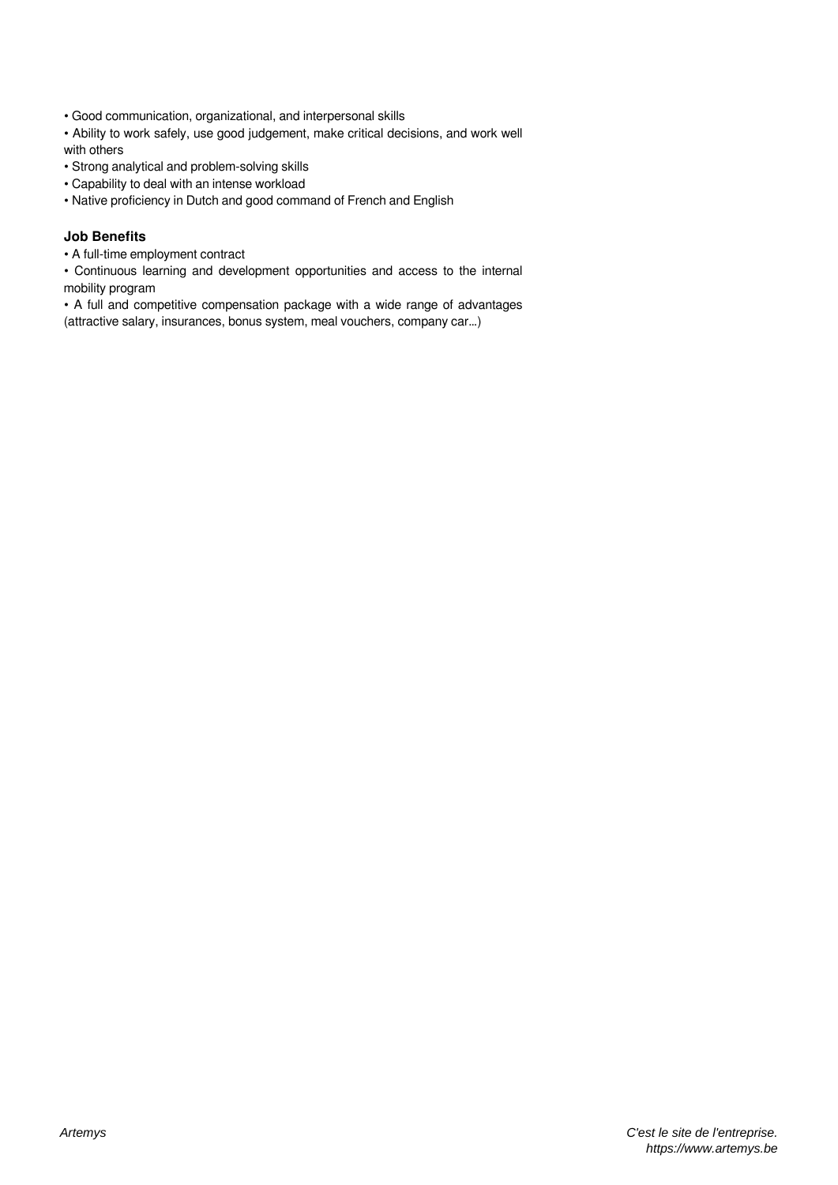- Good communication, organizational, and interpersonal skills
- Ability to work safely, use good judgement, make critical decisions, and work well with others
- Strong analytical and problem-solving skills
- Capability to deal with an intense workload
- Native proficiency in Dutch and good command of French and English

**Job Benefits**

- A full-time employment contract
- Continuous learning and development opportunities and access to the internal mobility program
- A full and competitive compensation package with a wide range of advantages (attractive salary, insurances, bonus system, meal vouchers, company car…)